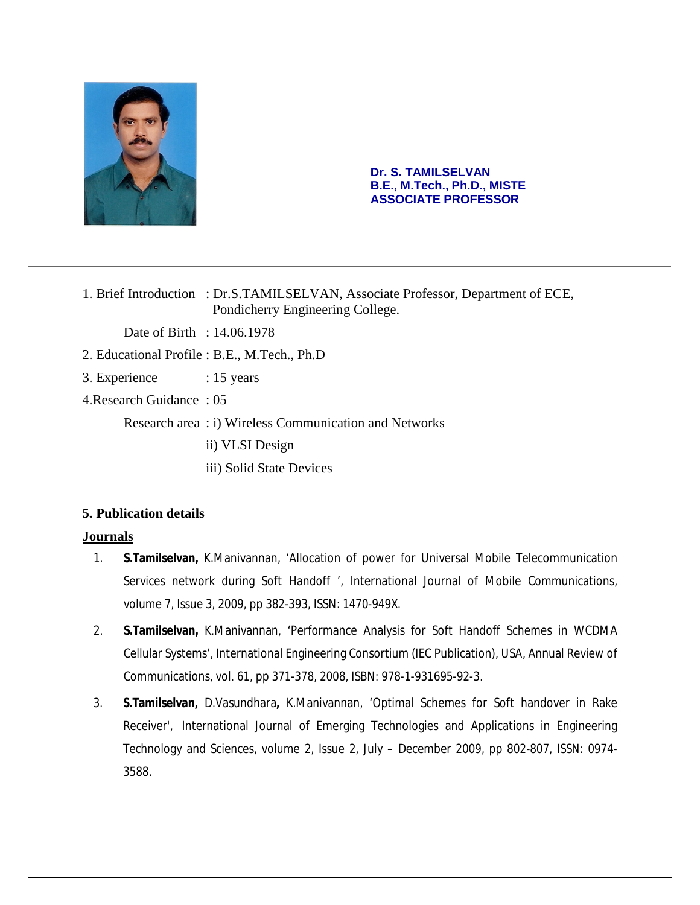**Dr. S. TAMILSELVAN**
**B.E., M.Tech., Ph.D., MISTE**
**ASSOCIATE PROFESSOR**

---

1. Brief Introduction : Dr.S.TAMILSELVAN, Associate Professor, Department of ECE, Pondicherry Engineering College.

   Date of Birth : 14.06.1978

2. Educational Profile : B.E., M.Tech., Ph.D

3. Experience : 15 years

4. Research Guidance : 05

   Research area : i) Wireless Communication and Networks

   ii) VLSI Design

   iii) Solid State Devices

### 5. Publication details

#### Journals

1. **S.Tamilselvan,** K.Manivannan, 'Allocation of power for Universal Mobile Telecommunication Services network during Soft Handoff ', International Journal of Mobile Communications, volume 7, Issue 3, 2009, pp 382-393, ISSN: 1470-949X.

2. **S.Tamilselvan,** K.Manivannan, 'Performance Analysis for Soft Handoff Schemes in WCDMA Cellular Systems', International Engineering Consortium (IEC Publication), USA, Annual Review of Communications, vol. 61, pp 371-378, 2008, ISBN: 978-1-931695-92-3.

3. **S.Tamilselvan,** D.Vasundhara**,** K.Manivannan, 'Optimal Schemes for Soft handover in Rake Receiver', International Journal of Emerging Technologies and Applications in Engineering Technology and Sciences, volume 2, Issue 2, July – December 2009, pp 802-807, ISSN: 0974-3588.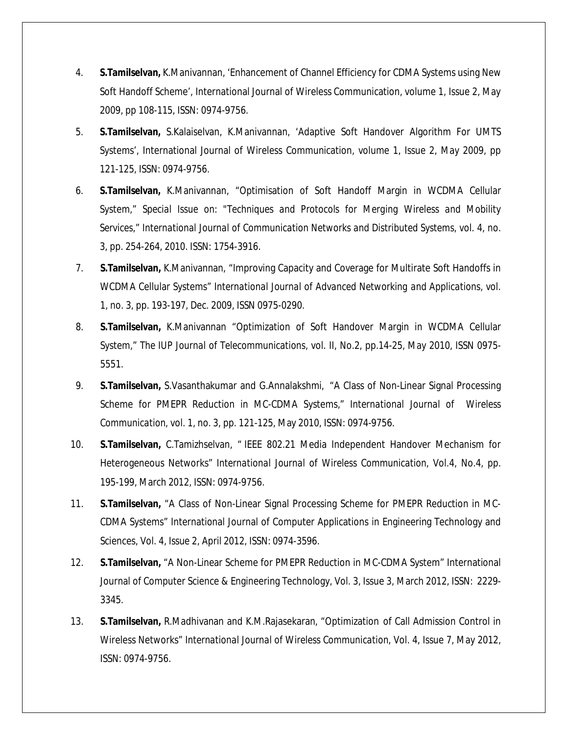4. **S.Tamilselvan,** K.Manivannan, 'Enhancement of Channel Efficiency for CDMA Systems using New Soft Handoff Scheme', International Journal of Wireless Communication, volume 1, Issue 2, May 2009, pp 108-115, ISSN: 0974-9756.

5. **S.Tamilselvan,** S.Kalaiselvan, K.Manivannan, 'Adaptive Soft Handover Algorithm For UMTS Systems', International Journal of Wireless Communication, volume 1, Issue 2, May 2009, pp 121-125, ISSN: 0974-9756.

6. **S.Tamilselvan,** K.Manivannan, "Optimisation of Soft Handoff Margin in WCDMA Cellular System," Special Issue on: "Techniques and Protocols for Merging Wireless and Mobility Services," International Journal of Communication Networks and Distributed Systems, vol. 4, no. 3, pp. 254-264, 2010. ISSN: 1754-3916.

7. **S.Tamilselvan,** K.Manivannan, "Improving Capacity and Coverage for Multirate Soft Handoffs in WCDMA Cellular Systems" International Journal of Advanced Networking and Applications, vol. 1, no. 3, pp. 193-197, Dec. 2009, ISSN 0975-0290.

8. **S.Tamilselvan,** K.Manivannan "Optimization of Soft Handover Margin in WCDMA Cellular System," The IUP Journal of Telecommunications, vol. II, No.2, pp.14-25, May 2010, ISSN 0975-5551.

9. **S.Tamilselvan,** S.Vasanthakumar and G.Annalakshmi, "A Class of Non-Linear Signal Processing Scheme for PMEPR Reduction in MC-CDMA Systems," International Journal of Wireless Communication, vol. 1, no. 3, pp. 121-125, May 2010, ISSN: 0974-9756.

10. **S.Tamilselvan,** C.Tamizhselvan, " IEEE 802.21 Media Independent Handover Mechanism for Heterogeneous Networks" International Journal of Wireless Communication, Vol.4, No.4, pp. 195-199, March 2012, ISSN: 0974-9756.

11. **S.Tamilselvan,** "A Class of Non-Linear Signal Processing Scheme for PMEPR Reduction in MC-CDMA Systems" International Journal of Computer Applications in Engineering Technology and Sciences, Vol. 4, Issue 2, April 2012, ISSN: 0974-3596.

12. **S.Tamilselvan,** "A Non-Linear Scheme for PMEPR Reduction in MC-CDMA System" International Journal of Computer Science & Engineering Technology, Vol. 3, Issue 3, March 2012, ISSN: 2229-3345.

13. **S.Tamilselvan,** R.Madhivanan and K.M.Rajasekaran, "Optimization of Call Admission Control in Wireless Networks" International Journal of Wireless Communication, Vol. 4, Issue 7, May 2012, ISSN: 0974-9756.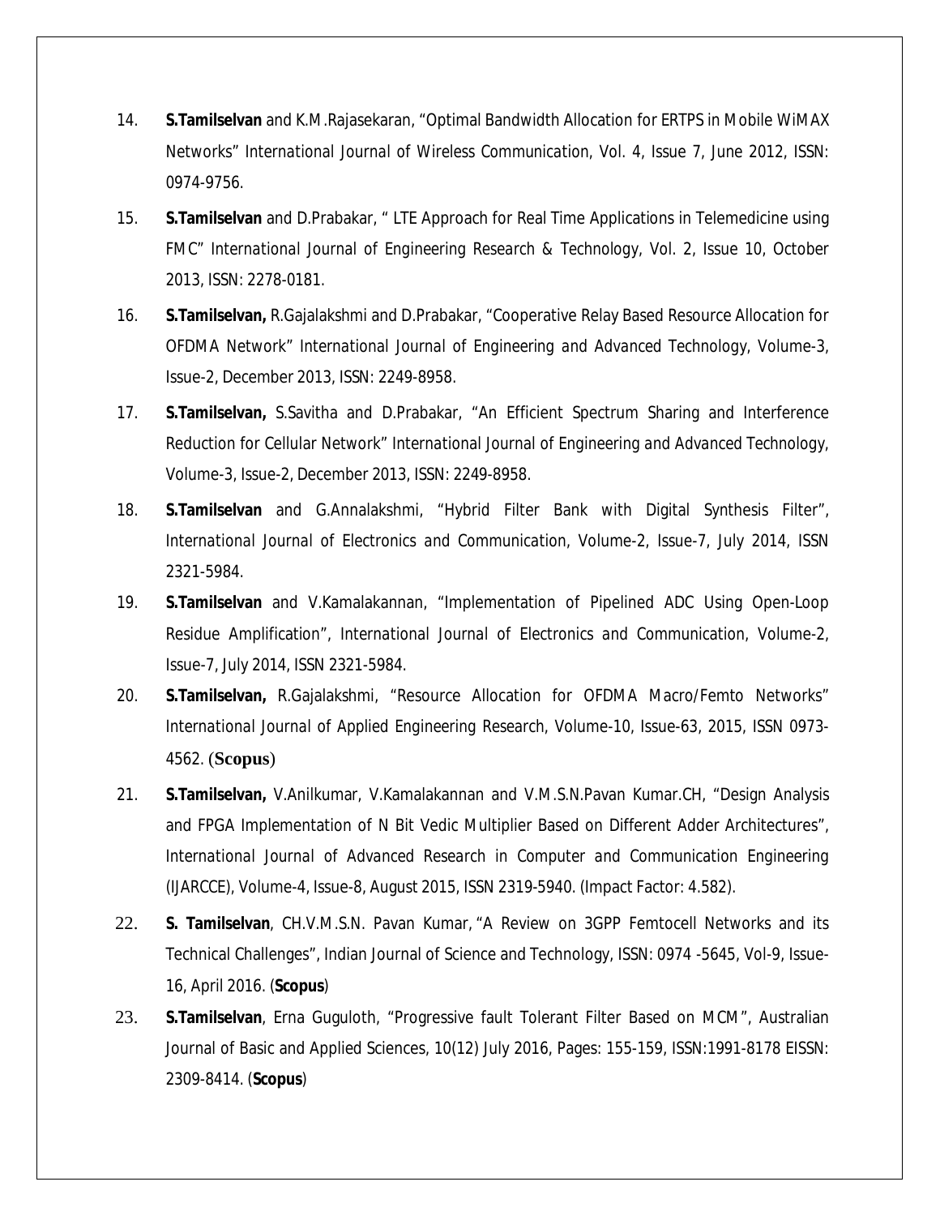14. **S.Tamilselvan** and K.M.Rajasekaran, "Optimal Bandwidth Allocation for ERTPS in Mobile WiMAX Networks" International Journal of Wireless Communication, Vol. 4, Issue 7, June 2012, ISSN: 0974-9756.
15. **S.Tamilselvan** and D.Prabakar, " LTE Approach for Real Time Applications in Telemedicine using FMC" International Journal of Engineering Research & Technology, Vol. 2, Issue 10, October 2013, ISSN: 2278-0181.
16. **S.Tamilselvan,** R.Gajalakshmi and D.Prabakar, "Cooperative Relay Based Resource Allocation for OFDMA Network" International Journal of Engineering and Advanced Technology, Volume-3, Issue-2, December 2013, ISSN: 2249-8958.
17. **S.Tamilselvan,** S.Savitha and D.Prabakar, "An Efficient Spectrum Sharing and Interference Reduction for Cellular Network" International Journal of Engineering and Advanced Technology, Volume-3, Issue-2, December 2013, ISSN: 2249-8958.
18. **S.Tamilselvan** and G.Annalakshmi, "Hybrid Filter Bank with Digital Synthesis Filter", International Journal of Electronics and Communication, Volume-2, Issue-7, July 2014, ISSN 2321-5984.
19. **S.Tamilselvan** and V.Kamalakannan, "Implementation of Pipelined ADC Using Open-Loop Residue Amplification", International Journal of Electronics and Communication, Volume-2, Issue-7, July 2014, ISSN 2321-5984.
20. **S.Tamilselvan,** R.Gajalakshmi, "Resource Allocation for OFDMA Macro/Femto Networks" International Journal of Applied Engineering Research, Volume-10, Issue-63, 2015, ISSN 0973-4562. (**Scopus**)
21. **S.Tamilselvan,** V.Anilkumar, V.Kamalakannan and V.M.S.N.Pavan Kumar.CH, "Design Analysis and FPGA Implementation of N Bit Vedic Multiplier Based on Different Adder Architectures", International Journal of Advanced Research in Computer and Communication Engineering (IJARCCE), Volume-4, Issue-8, August 2015, ISSN 2319-5940. (Impact Factor: 4.582).
22. **S. Tamilselvan**, CH.V.M.S.N. Pavan Kumar, "A Review on 3GPP Femtocell Networks and its Technical Challenges", Indian Journal of Science and Technology, ISSN: 0974 -5645, Vol-9, Issue-16, April 2016. (**Scopus**)
23. **S.Tamilselvan**, Erna Guguloth, "Progressive fault Tolerant Filter Based on MCM", Australian Journal of Basic and Applied Sciences, 10(12) July 2016, Pages: 155-159, ISSN:1991-8178 EISSN: 2309-8414. (**Scopus**)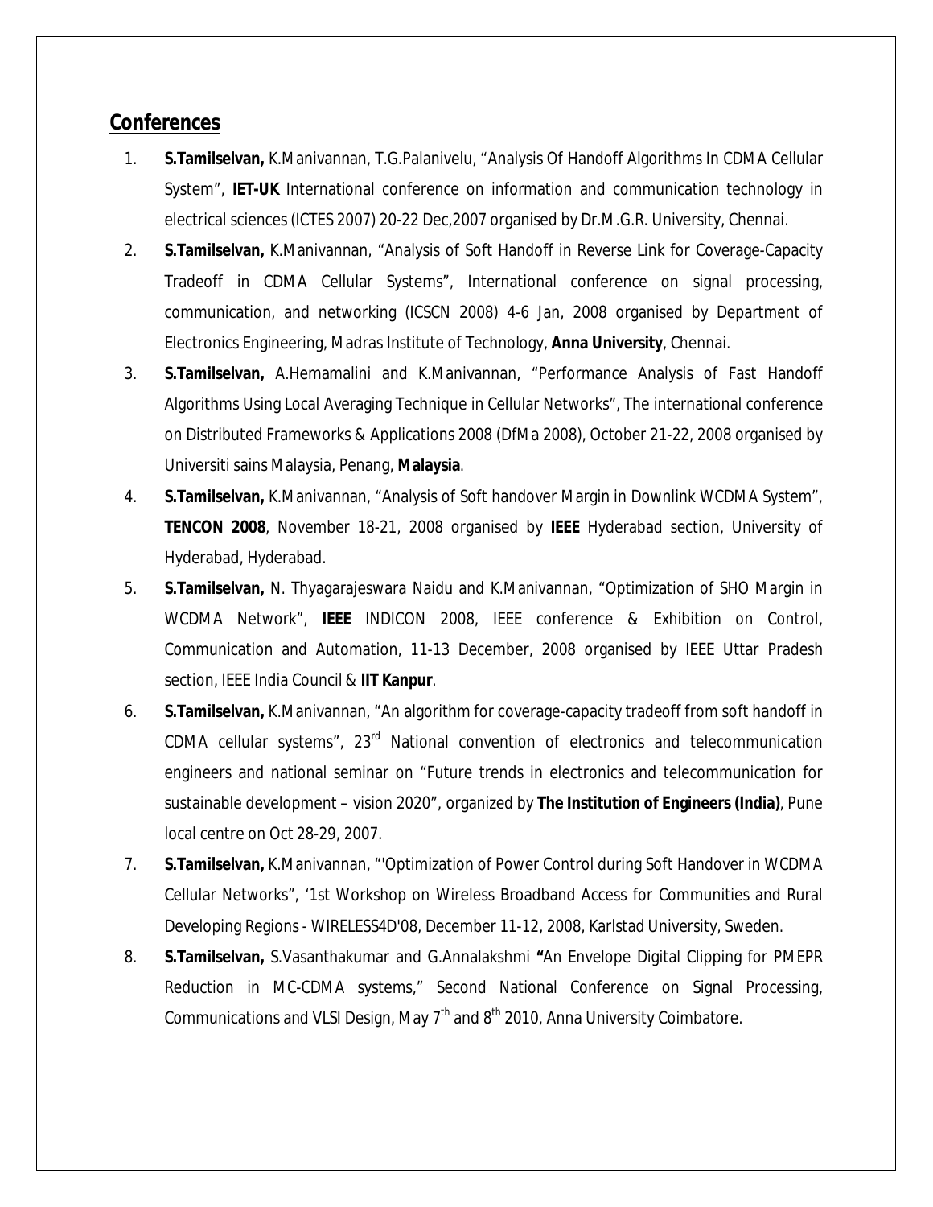## Conferences

1. **S.Tamilselvan,** K.Manivannan, T.G.Palanivelu, "Analysis Of Handoff Algorithms In CDMA Cellular System", **IET-UK** International conference on information and communication technology in electrical sciences (ICTES 2007) 20-22 Dec,2007 organised by Dr.M.G.R. University, Chennai.
2. **S.Tamilselvan,** K.Manivannan, "Analysis of Soft Handoff in Reverse Link for Coverage-Capacity Tradeoff in CDMA Cellular Systems", International conference on signal processing, communication, and networking (ICSCN 2008) 4-6 Jan, 2008 organised by Department of Electronics Engineering, Madras Institute of Technology, **Anna University**, Chennai.
3. **S.Tamilselvan,** A.Hemamalini and K.Manivannan, "Performance Analysis of Fast Handoff Algorithms Using Local Averaging Technique in Cellular Networks", The international conference on Distributed Frameworks & Applications 2008 (DfMa 2008), October 21-22, 2008 organised by Universiti sains Malaysia, Penang, **Malaysia**.
4. **S.Tamilselvan,** K.Manivannan, "Analysis of Soft handover Margin in Downlink WCDMA System", **TENCON 2008**, November 18-21, 2008 organised by **IEEE** Hyderabad section, University of Hyderabad, Hyderabad.
5. **S.Tamilselvan,** N. Thyagarajeswara Naidu and K.Manivannan, "Optimization of SHO Margin in WCDMA Network", **IEEE** INDICON 2008, IEEE conference & Exhibition on Control, Communication and Automation, 11-13 December, 2008 organised by IEEE Uttar Pradesh section, IEEE India Council & **IIT Kanpur**.
6. **S.Tamilselvan,** K.Manivannan, "An algorithm for coverage-capacity tradeoff from soft handoff in CDMA cellular systems", 23rd National convention of electronics and telecommunication engineers and national seminar on "Future trends in electronics and telecommunication for sustainable development – vision 2020", organized by **The Institution of Engineers (India)**, Pune local centre on Oct 28-29, 2007.
7. **S.Tamilselvan,** K.Manivannan, "'Optimization of Power Control during Soft Handover in WCDMA Cellular Networks", '1st Workshop on Wireless Broadband Access for Communities and Rural Developing Regions - WIRELESS4D'08, December 11-12, 2008, Karlstad University, Sweden.
8. **S.Tamilselvan,** S.Vasanthakumar and G.Annalakshmi **"**An Envelope Digital Clipping for PMEPR Reduction in MC-CDMA systems," Second National Conference on Signal Processing, Communications and VLSI Design, May 7th and 8th 2010, Anna University Coimbatore.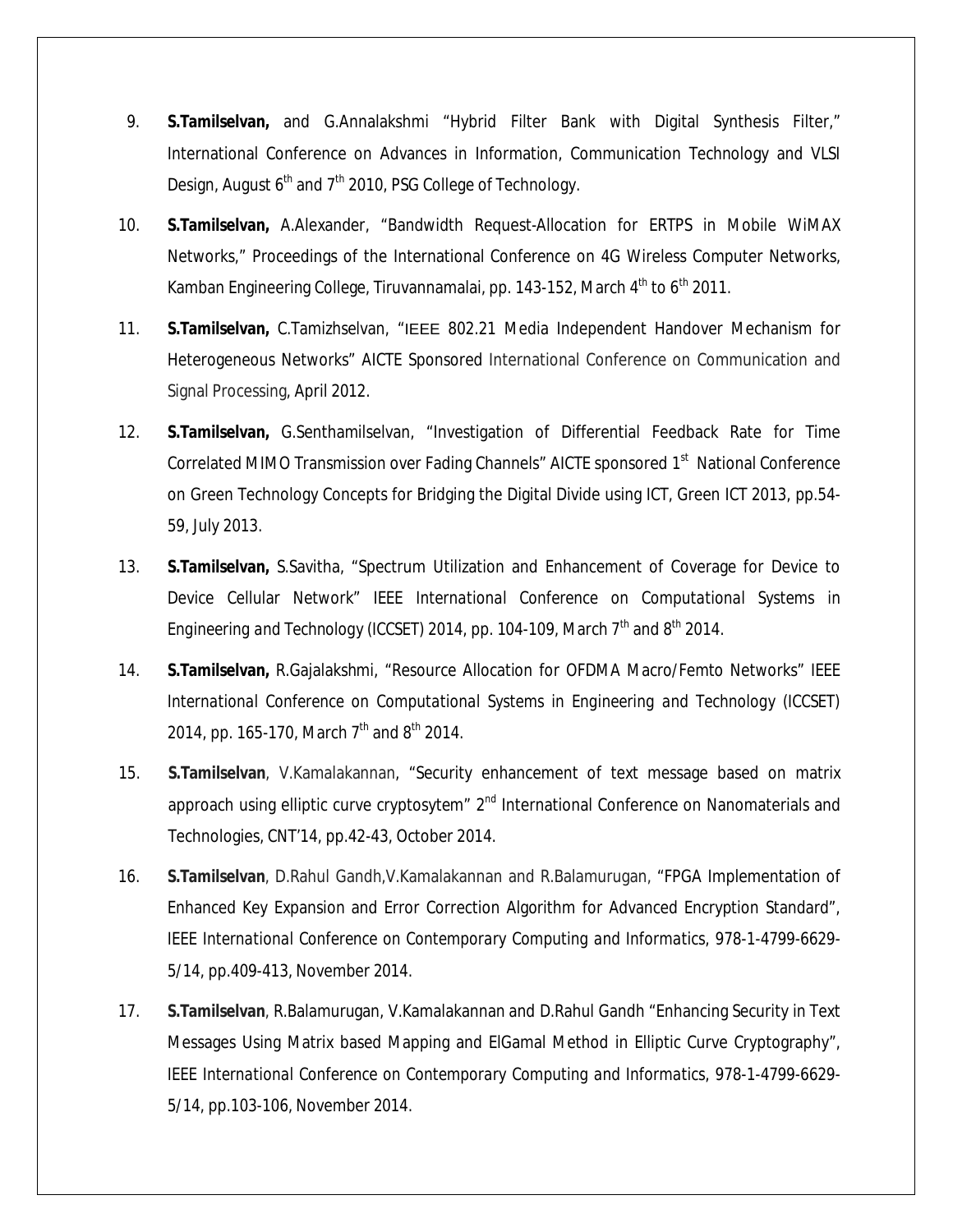9. **S.Tamilselvan,** and G.Annalakshmi "Hybrid Filter Bank with Digital Synthesis Filter," International Conference on Advances in Information, Communication Technology and VLSI Design, August 6th and 7th 2010, PSG College of Technology.

10. **S.Tamilselvan,** A.Alexander, "Bandwidth Request-Allocation for ERTPS in Mobile WiMAX Networks," Proceedings of the International Conference on 4G Wireless Computer Networks, Kamban Engineering College, Tiruvannamalai, pp. 143-152, March 4th to 6th 2011.

11. **S.Tamilselvan,** C.Tamizhselvan, "IEEE 802.21 Media Independent Handover Mechanism for Heterogeneous Networks" AICTE Sponsored International Conference on Communication and Signal Processing, April 2012.

12. **S.Tamilselvan,** G.Senthamilselvan, "Investigation of Differential Feedback Rate for Time Correlated MIMO Transmission over Fading Channels" AICTE sponsored 1st National Conference on Green Technology Concepts for Bridging the Digital Divide using ICT, Green ICT 2013, pp.54-59, July 2013.

13. **S.Tamilselvan,** S.Savitha, "Spectrum Utilization and Enhancement of Coverage for Device to Device Cellular Network" IEEE International Conference on Computational Systems in Engineering and Technology (ICCSET) 2014, pp. 104-109, March 7th and 8th 2014.

14. **S.Tamilselvan,** R.Gajalakshmi, "Resource Allocation for OFDMA Macro/Femto Networks" IEEE International Conference on Computational Systems in Engineering and Technology (ICCSET) 2014, pp. 165-170, March 7th and 8th 2014.

15. **S.Tamilselvan**, V.Kamalakannan, "Security enhancement of text message based on matrix approach using elliptic curve cryptosytem" 2nd International Conference on Nanomaterials and Technologies, CNT'14, pp.42-43, October 2014.

16. **S.Tamilselvan**, D.Rahul Gandh,V.Kamalakannan and R.Balamurugan, "FPGA Implementation of Enhanced Key Expansion and Error Correction Algorithm for Advanced Encryption Standard", IEEE International Conference on Contemporary Computing and Informatics, 978-1-4799-6629-5/14, pp.409-413, November 2014.

17. **S.Tamilselvan**, R.Balamurugan, V.Kamalakannan and D.Rahul Gandh "Enhancing Security in Text Messages Using Matrix based Mapping and ElGamal Method in Elliptic Curve Cryptography", IEEE International Conference on Contemporary Computing and Informatics, 978-1-4799-6629-5/14, pp.103-106, November 2014.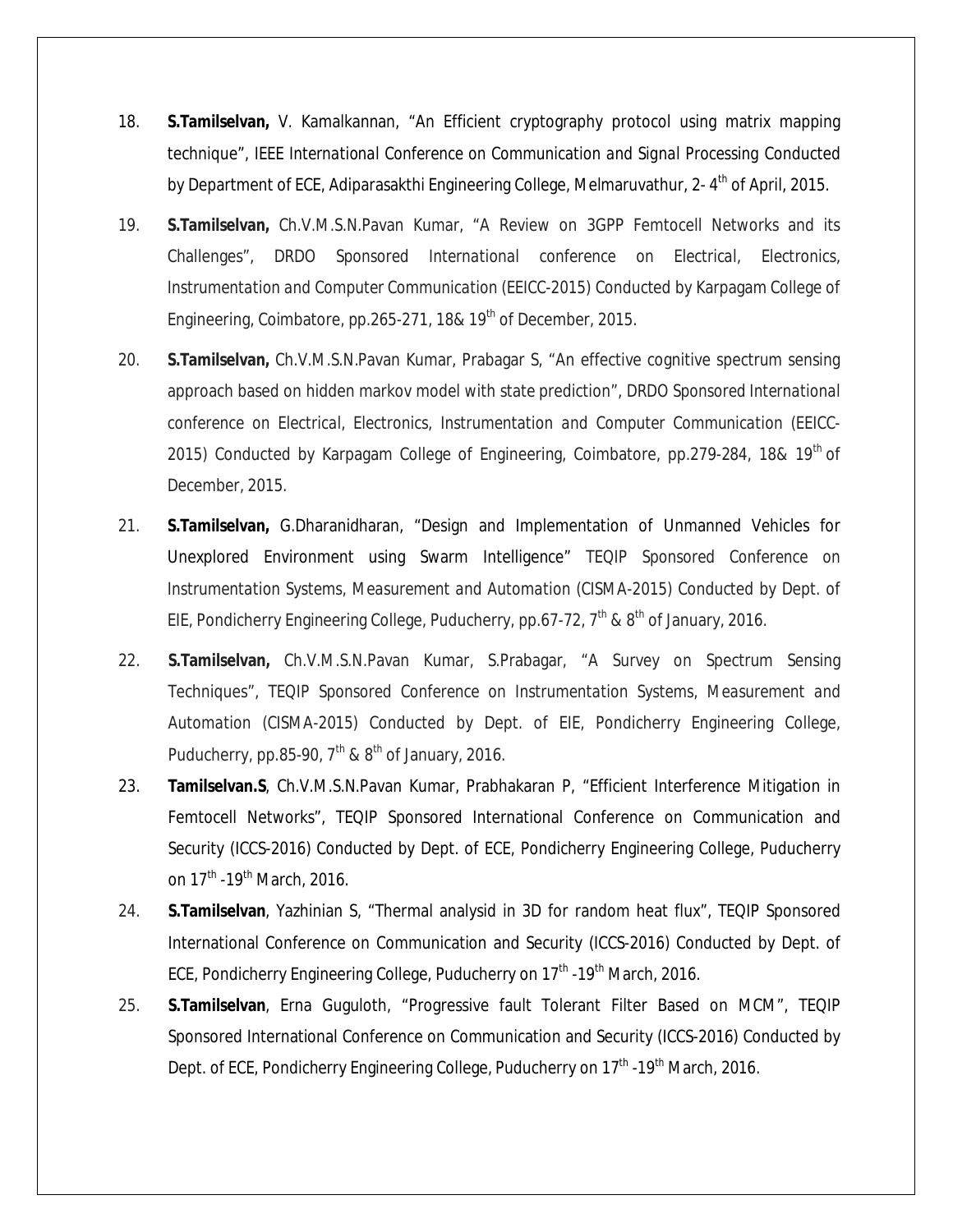18. **S.Tamilselvan,** V. Kamalkannan, "An Efficient cryptography protocol using matrix mapping technique", IEEE International Conference on Communication and Signal Processing Conducted by Department of ECE, Adiparasakthi Engineering College, Melmaruvathur, 2- 4th of April, 2015.

19. **S.Tamilselvan,** Ch.V.M.S.N.Pavan Kumar, "A Review on 3GPP Femtocell Networks and its Challenges", DRDO Sponsored International conference on Electrical, Electronics, Instrumentation and Computer Communication (EEICC-2015) Conducted by Karpagam College of Engineering, Coimbatore, pp.265-271, 18& 19th of December, 2015.

20. **S.Tamilselvan,** Ch.V.M.S.N.Pavan Kumar, Prabagar S, "An effective cognitive spectrum sensing approach based on hidden markov model with state prediction", DRDO Sponsored International conference on Electrical, Electronics, Instrumentation and Computer Communication (EEICC-2015) Conducted by Karpagam College of Engineering, Coimbatore, pp.279-284, 18& 19th of December, 2015.

21. **S.Tamilselvan,** G.Dharanidharan, "Design and Implementation of Unmanned Vehicles for Unexplored Environment using Swarm Intelligence" TEQIP Sponsored Conference on Instrumentation Systems, Measurement and Automation (CISMA-2015) Conducted by Dept. of EIE, Pondicherry Engineering College, Puducherry, pp.67-72, 7th & 8th of January, 2016.

22. **S.Tamilselvan,** Ch.V.M.S.N.Pavan Kumar, S.Prabagar, "A Survey on Spectrum Sensing Techniques", TEQIP Sponsored Conference on Instrumentation Systems, Measurement and Automation (CISMA-2015) Conducted by Dept. of EIE, Pondicherry Engineering College, Puducherry, pp.85-90, 7th & 8th of January, 2016.

23. **Tamilselvan.S**, Ch.V.M.S.N.Pavan Kumar, Prabhakaran P, "Efficient Interference Mitigation in Femtocell Networks", TEQIP Sponsored International Conference on Communication and Security (ICCS-2016) Conducted by Dept. of ECE, Pondicherry Engineering College, Puducherry on 17th -19th March, 2016.

24. **S.Tamilselvan**, Yazhinian S, "Thermal analysid in 3D for random heat flux", TEQIP Sponsored International Conference on Communication and Security (ICCS-2016) Conducted by Dept. of ECE, Pondicherry Engineering College, Puducherry on 17th -19th March, 2016.

25. **S.Tamilselvan**, Erna Guguloth, "Progressive fault Tolerant Filter Based on MCM", TEQIP Sponsored International Conference on Communication and Security (ICCS-2016) Conducted by Dept. of ECE, Pondicherry Engineering College, Puducherry on 17th -19th March, 2016.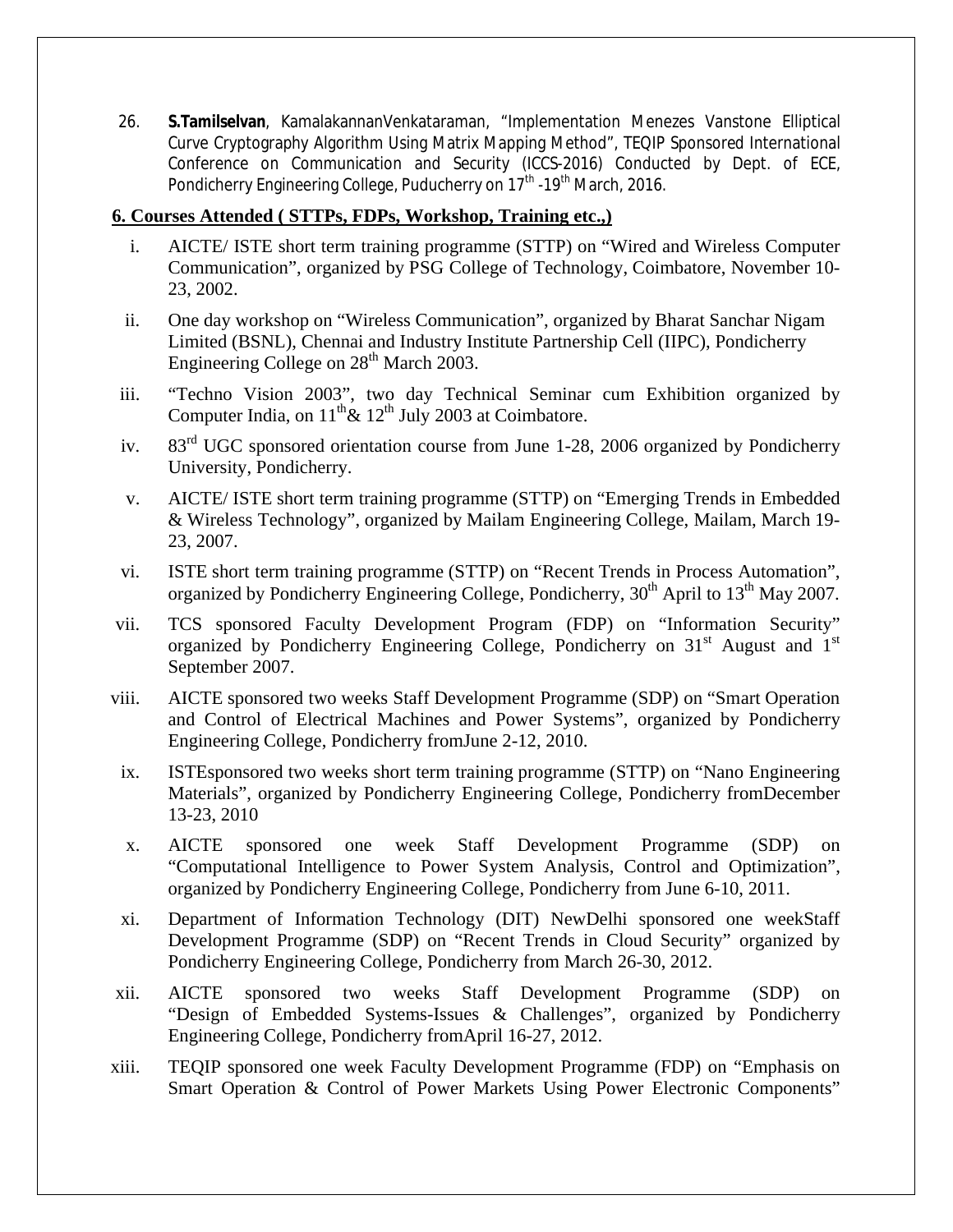26. **S.Tamilselvan**, KamalakannanVenkataraman, "Implementation Menezes Vanstone Elliptical Curve Cryptography Algorithm Using Matrix Mapping Method", TEQIP Sponsored International Conference on Communication and Security (ICCS-2016) Conducted by Dept. of ECE, Pondicherry Engineering College, Puducherry on 17th -19th March, 2016.

## 6. Courses Attended ( STTPs, FDPs, Workshop, Training etc.,)

i. AICTE/ ISTE short term training programme (STTP) on "Wired and Wireless Computer Communication", organized by PSG College of Technology, Coimbatore, November 10-23, 2002.

ii. One day workshop on "Wireless Communication", organized by Bharat Sanchar Nigam Limited (BSNL), Chennai and Industry Institute Partnership Cell (IIPC), Pondicherry Engineering College on 28th March 2003.

iii. "Techno Vision 2003", two day Technical Seminar cum Exhibition organized by Computer India, on 11th& 12th July 2003 at Coimbatore.

iv. 83rd UGC sponsored orientation course from June 1-28, 2006 organized by Pondicherry University, Pondicherry.

v. AICTE/ ISTE short term training programme (STTP) on "Emerging Trends in Embedded & Wireless Technology", organized by Mailam Engineering College, Mailam, March 19-23, 2007.

vi. ISTE short term training programme (STTP) on "Recent Trends in Process Automation", organized by Pondicherry Engineering College, Pondicherry, 30th April to 13th May 2007.

vii. TCS sponsored Faculty Development Program (FDP) on "Information Security" organized by Pondicherry Engineering College, Pondicherry on 31st August and 1st September 2007.

viii. AICTE sponsored two weeks Staff Development Programme (SDP) on "Smart Operation and Control of Electrical Machines and Power Systems", organized by Pondicherry Engineering College, Pondicherry fromJune 2-12, 2010.

ix. ISTEsponsored two weeks short term training programme (STTP) on "Nano Engineering Materials", organized by Pondicherry Engineering College, Pondicherry fromDecember 13-23, 2010

x. AICTE sponsored one week Staff Development Programme (SDP) on "Computational Intelligence to Power System Analysis, Control and Optimization", organized by Pondicherry Engineering College, Pondicherry from June 6-10, 2011.

xi. Department of Information Technology (DIT) NewDelhi sponsored one weekStaff Development Programme (SDP) on "Recent Trends in Cloud Security" organized by Pondicherry Engineering College, Pondicherry from March 26-30, 2012.

xii. AICTE sponsored two weeks Staff Development Programme (SDP) on "Design of Embedded Systems-Issues & Challenges", organized by Pondicherry Engineering College, Pondicherry fromApril 16-27, 2012.

xiii. TEQIP sponsored one week Faculty Development Programme (FDP) on "Emphasis on Smart Operation & Control of Power Markets Using Power Electronic Components"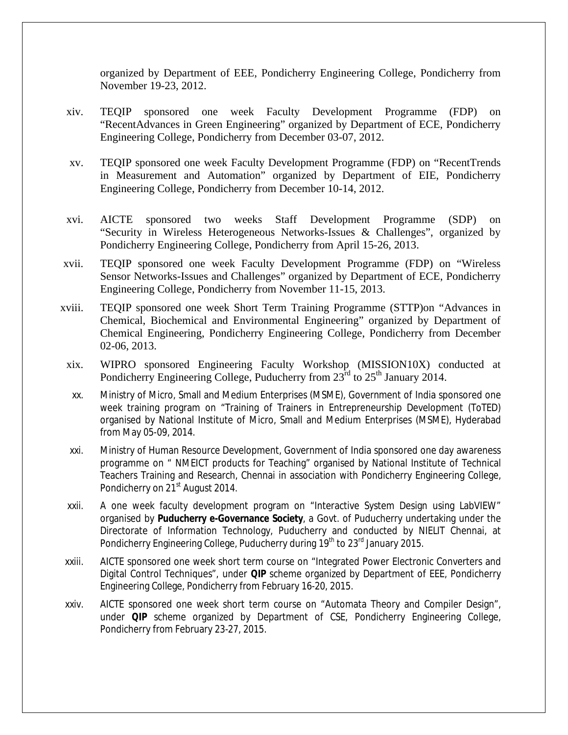organized by Department of EEE, Pondicherry Engineering College, Pondicherry from November 19-23, 2012.

xiv. TEQIP sponsored one week Faculty Development Programme (FDP) on "RecentAdvances in Green Engineering" organized by Department of ECE, Pondicherry Engineering College, Pondicherry from December 03-07, 2012.

xv. TEQIP sponsored one week Faculty Development Programme (FDP) on "RecentTrends in Measurement and Automation" organized by Department of EIE, Pondicherry Engineering College, Pondicherry from December 10-14, 2012.

xvi. AICTE sponsored two weeks Staff Development Programme (SDP) on "Security in Wireless Heterogeneous Networks-Issues & Challenges", organized by Pondicherry Engineering College, Pondicherry from April 15-26, 2013.

xvii. TEQIP sponsored one week Faculty Development Programme (FDP) on "Wireless Sensor Networks-Issues and Challenges" organized by Department of ECE, Pondicherry Engineering College, Pondicherry from November 11-15, 2013.

xviii. TEQIP sponsored one week Short Term Training Programme (STTP)on "Advances in Chemical, Biochemical and Environmental Engineering" organized by Department of Chemical Engineering, Pondicherry Engineering College, Pondicherry from December 02-06, 2013.

xix. WIPRO sponsored Engineering Faculty Workshop (MISSION10X) conducted at Pondicherry Engineering College, Puducherry from 23rd to 25th January 2014.

xx. Ministry of Micro, Small and Medium Enterprises (MSME), Government of India sponsored one week training program on "Training of Trainers in Entrepreneurship Development (ToTED) organised by National Institute of Micro, Small and Medium Enterprises (MSME), Hyderabad from May 05-09, 2014.

xxi. Ministry of Human Resource Development, Government of India sponsored one day awareness programme on " NMEICT products for Teaching" organised by National Institute of Technical Teachers Training and Research, Chennai in association with Pondicherry Engineering College, Pondicherry on 21st August 2014.

xxii. A one week faculty development program on "Interactive System Design using LabVIEW" organised by **Puducherry e-Governance Society**, a Govt. of Puducherry undertaking under the Directorate of Information Technology, Puducherry and conducted by NIELIT Chennai, at Pondicherry Engineering College, Puducherry during 19th to 23rd January 2015.

xxiii. AICTE sponsored one week short term course on "Integrated Power Electronic Converters and Digital Control Techniques", under **QIP** scheme organized by Department of EEE, Pondicherry Engineering College, Pondicherry from February 16-20, 2015.

xxiv. AICTE sponsored one week short term course on "Automata Theory and Compiler Design", under **QIP** scheme organized by Department of CSE, Pondicherry Engineering College, Pondicherry from February 23-27, 2015.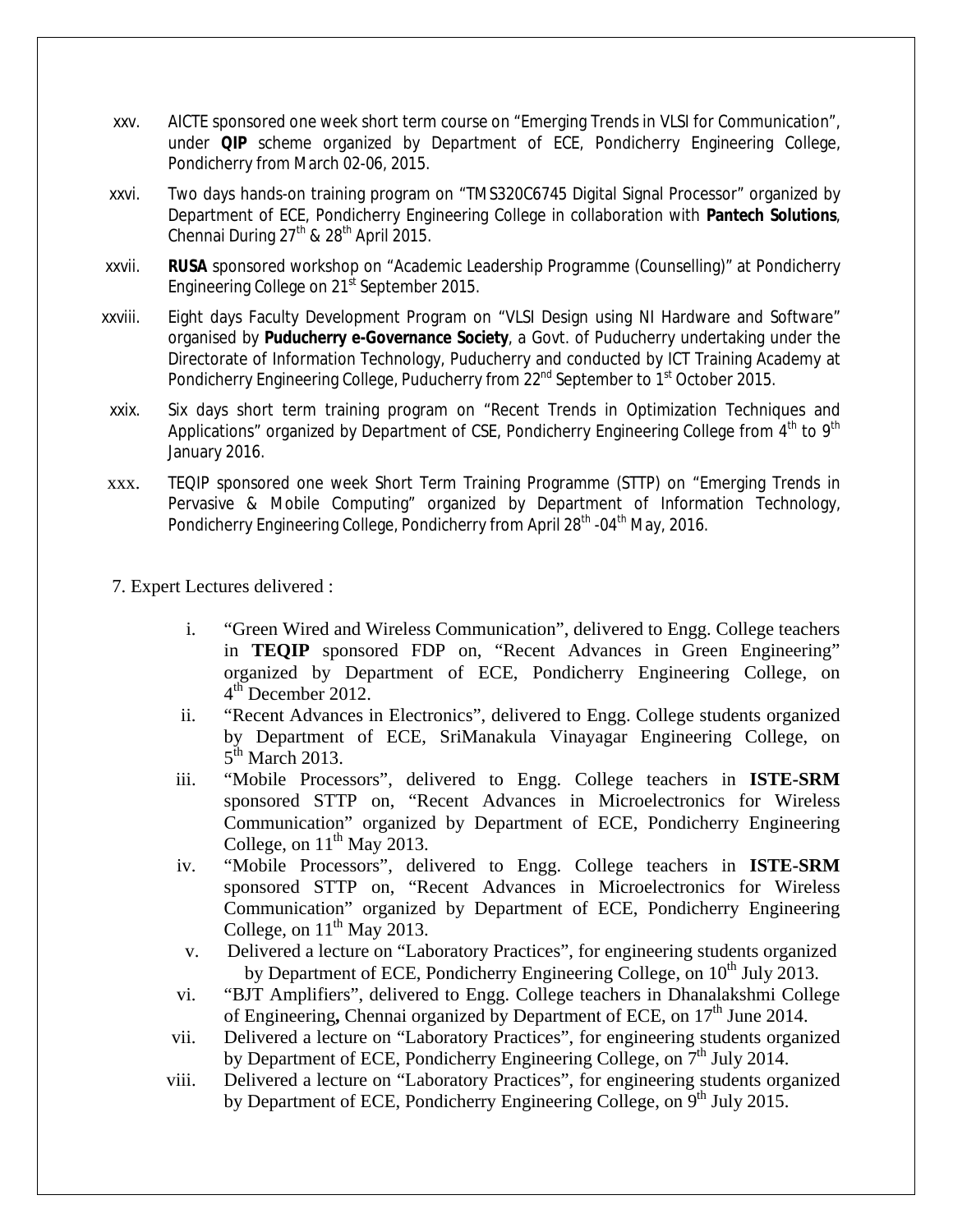xxv. AICTE sponsored one week short term course on "Emerging Trends in VLSI for Communication", under **QIP** scheme organized by Department of ECE, Pondicherry Engineering College, Pondicherry from March 02-06, 2015.

xxvi. Two days hands-on training program on "TMS320C6745 Digital Signal Processor" organized by Department of ECE, Pondicherry Engineering College in collaboration with **Pantech Solutions**, Chennai During 27th & 28th April 2015.

xxvii. **RUSA** sponsored workshop on "Academic Leadership Programme (Counselling)" at Pondicherry Engineering College on 21st September 2015.

xxviii. Eight days Faculty Development Program on "VLSI Design using NI Hardware and Software" organised by **Puducherry e-Governance Society**, a Govt. of Puducherry undertaking under the Directorate of Information Technology, Puducherry and conducted by ICT Training Academy at Pondicherry Engineering College, Puducherry from 22nd September to 1st October 2015.

xxix. Six days short term training program on "Recent Trends in Optimization Techniques and Applications" organized by Department of CSE, Pondicherry Engineering College from 4th to 9th January 2016.

xxx. TEQIP sponsored one week Short Term Training Programme (STTP) on "Emerging Trends in Pervasive & Mobile Computing" organized by Department of Information Technology, Pondicherry Engineering College, Pondicherry from April 28th -04th May, 2016.

7. Expert Lectures delivered :

i. "Green Wired and Wireless Communication", delivered to Engg. College teachers in **TEQIP** sponsored FDP on, "Recent Advances in Green Engineering" organized by Department of ECE, Pondicherry Engineering College, on 4th December 2012.

ii. "Recent Advances in Electronics", delivered to Engg. College students organized by Department of ECE, SriManakula Vinayagar Engineering College, on 5th March 2013.

iii. "Mobile Processors", delivered to Engg. College teachers in **ISTE-SRM** sponsored STTP on, "Recent Advances in Microelectronics for Wireless Communication" organized by Department of ECE, Pondicherry Engineering College, on 11th May 2013.

iv. "Mobile Processors", delivered to Engg. College teachers in **ISTE-SRM** sponsored STTP on, "Recent Advances in Microelectronics for Wireless Communication" organized by Department of ECE, Pondicherry Engineering College, on 11th May 2013.

v. Delivered a lecture on "Laboratory Practices", for engineering students organized by Department of ECE, Pondicherry Engineering College, on 10th July 2013.

vi. "BJT Amplifiers", delivered to Engg. College teachers in Dhanalakshmi College of Engineering**,** Chennai organized by Department of ECE, on 17th June 2014.

vii. Delivered a lecture on "Laboratory Practices", for engineering students organized by Department of ECE, Pondicherry Engineering College, on 7th July 2014.

viii. Delivered a lecture on "Laboratory Practices", for engineering students organized by Department of ECE, Pondicherry Engineering College, on 9th July 2015.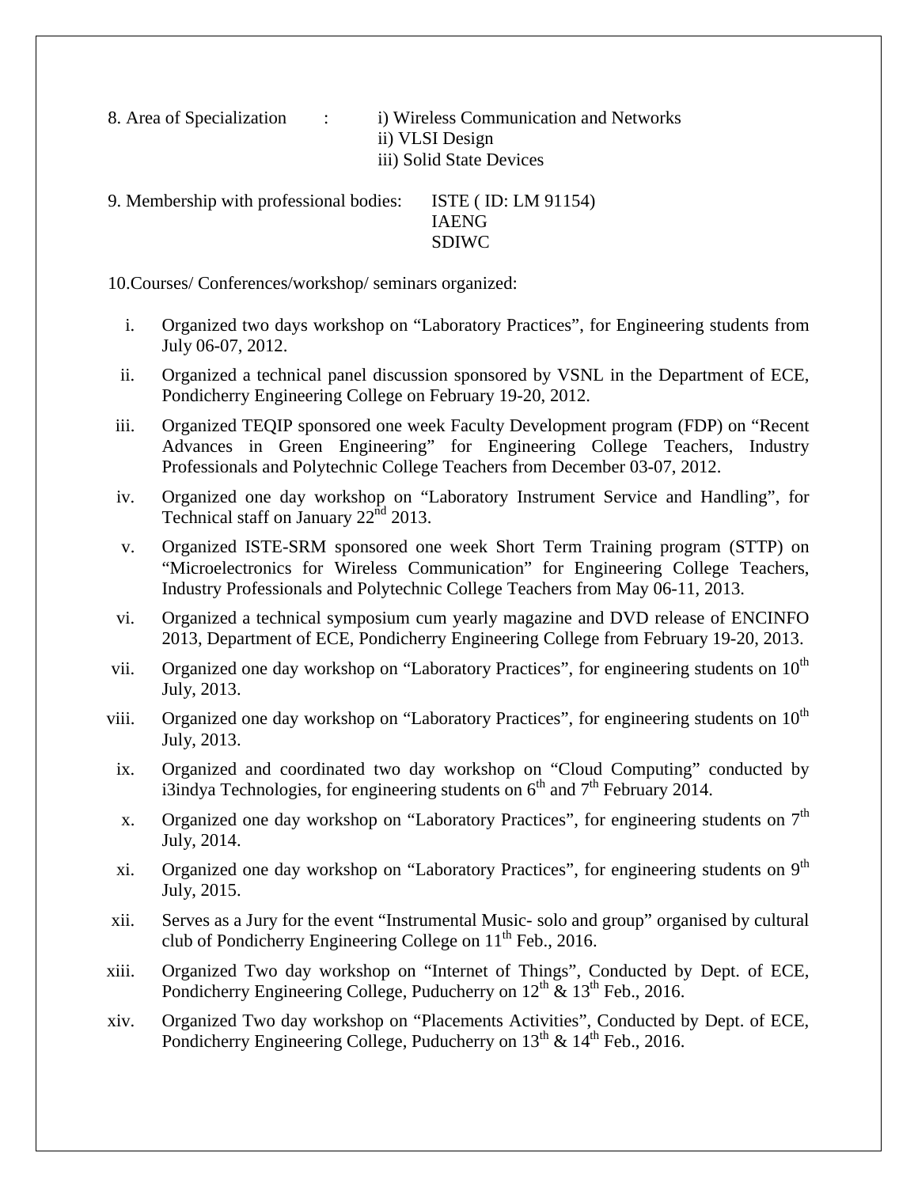8. Area of Specialization : i) Wireless Communication and Networks
ii) VLSI Design
iii) Solid State Devices

9. Membership with professional bodies: ISTE ( ID: LM 91154)
IAENG
SDIWC

10.Courses/ Conferences/workshop/ seminars organized:

i. Organized two days workshop on "Laboratory Practices", for Engineering students from July 06-07, 2012.
ii. Organized a technical panel discussion sponsored by VSNL in the Department of ECE, Pondicherry Engineering College on February 19-20, 2012.
iii. Organized TEQIP sponsored one week Faculty Development program (FDP) on "Recent Advances in Green Engineering" for Engineering College Teachers, Industry Professionals and Polytechnic College Teachers from December 03-07, 2012.
iv. Organized one day workshop on "Laboratory Instrument Service and Handling", for Technical staff on January 22nd 2013.
v. Organized ISTE-SRM sponsored one week Short Term Training program (STTP) on "Microelectronics for Wireless Communication" for Engineering College Teachers, Industry Professionals and Polytechnic College Teachers from May 06-11, 2013.
vi. Organized a technical symposium cum yearly magazine and DVD release of ENCINFO 2013, Department of ECE, Pondicherry Engineering College from February 19-20, 2013.
vii. Organized one day workshop on "Laboratory Practices", for engineering students on 10th July, 2013.
viii. Organized one day workshop on "Laboratory Practices", for engineering students on 10th July, 2013.
ix. Organized and coordinated two day workshop on "Cloud Computing" conducted by i3indya Technologies, for engineering students on 6th and 7th February 2014.
x. Organized one day workshop on "Laboratory Practices", for engineering students on 7th July, 2014.
xi. Organized one day workshop on "Laboratory Practices", for engineering students on 9th July, 2015.
xii. Serves as a Jury for the event "Instrumental Music- solo and group" organised by cultural club of Pondicherry Engineering College on 11th Feb., 2016.
xiii. Organized Two day workshop on "Internet of Things", Conducted by Dept. of ECE, Pondicherry Engineering College, Puducherry on 12th & 13th Feb., 2016.
xiv. Organized Two day workshop on "Placements Activities", Conducted by Dept. of ECE, Pondicherry Engineering College, Puducherry on 13th & 14th Feb., 2016.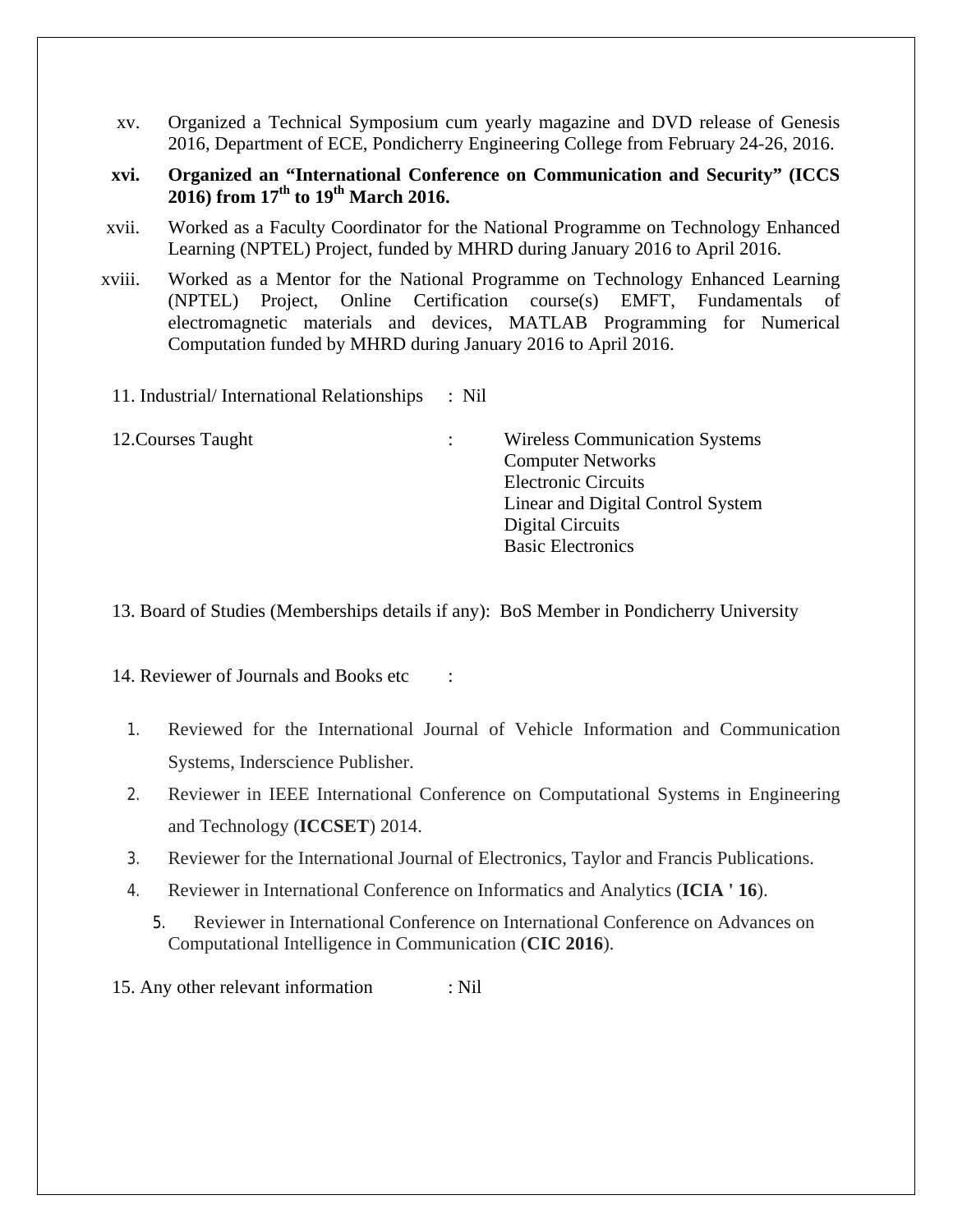xv. Organized a Technical Symposium cum yearly magazine and DVD release of Genesis 2016, Department of ECE, Pondicherry Engineering College from February 24-26, 2016.

**xvi. Organized an "International Conference on Communication and Security" (ICCS 2016) from 17th to 19th March 2016.**

xvii. Worked as a Faculty Coordinator for the National Programme on Technology Enhanced Learning (NPTEL) Project, funded by MHRD during January 2016 to April 2016.

xviii. Worked as a Mentor for the National Programme on Technology Enhanced Learning (NPTEL) Project, Online Certification course(s) EMFT, Fundamentals of electromagnetic materials and devices, MATLAB Programming for Numerical Computation funded by MHRD during January 2016 to April 2016.

11. Industrial/ International Relationships : Nil

12.Courses Taught :

- Wireless Communication Systems
- Computer Networks
- Electronic Circuits
- Linear and Digital Control System
- Digital Circuits
- Basic Electronics

13. Board of Studies (Memberships details if any): BoS Member in Pondicherry University

14. Reviewer of Journals and Books etc :

1. Reviewed for the International Journal of Vehicle Information and Communication Systems, Inderscience Publisher.
2. Reviewer in IEEE International Conference on Computational Systems in Engineering and Technology (**ICCSET**) 2014.
3. Reviewer for the International Journal of Electronics, Taylor and Francis Publications.
4. Reviewer in International Conference on Informatics and Analytics (**ICIA ' 16**).
5. Reviewer in International Conference on International Conference on Advances on Computational Intelligence in Communication (**CIC 2016**).

15. Any other relevant information : Nil